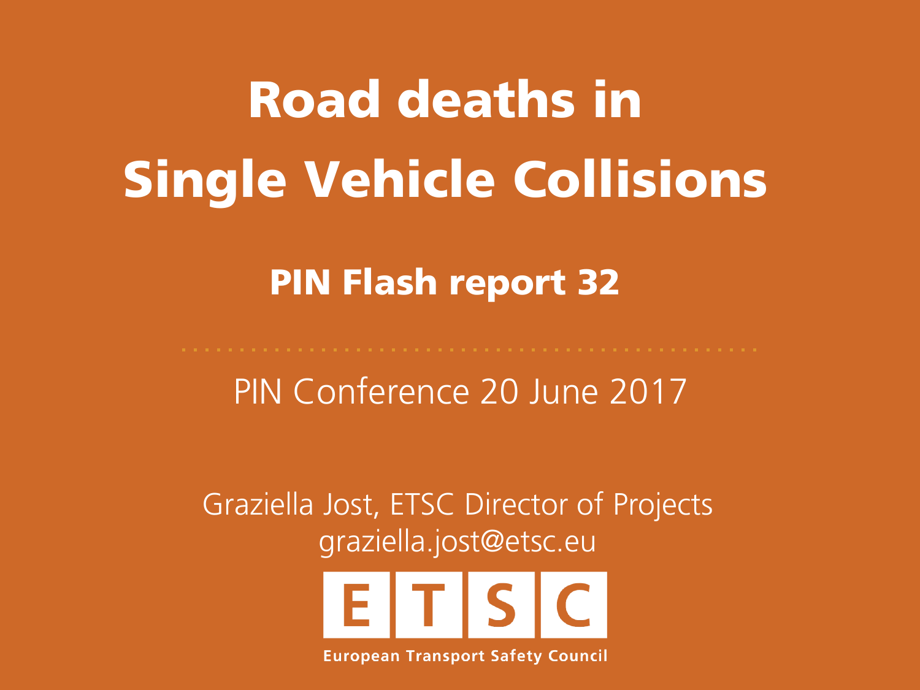# Road deaths in Single Vehicle Collisions

## PIN Flash report 32

PIN Conference 20 June 2017

Graziella Jost, ETSC Director of Projects
graziella.jost@etsc.eu

ETSC

European Transport Safety Council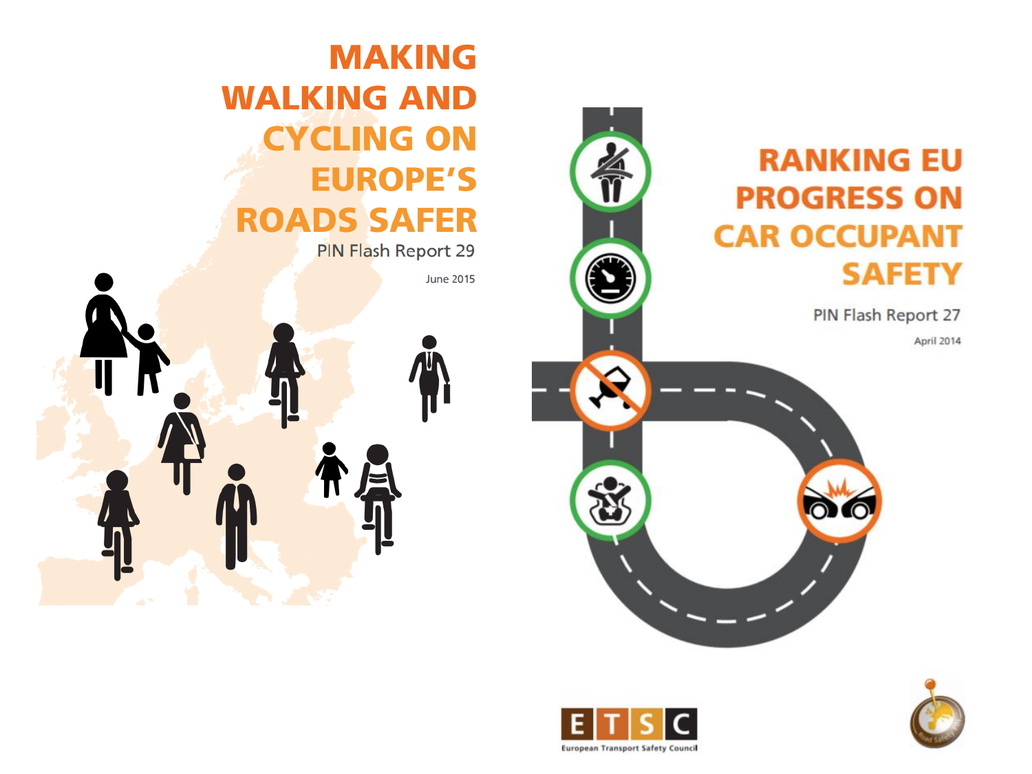# MAKING WALKING AND CYCLING ON EUROPE'S ROADS SAFER

PIN Flash Report 29

June 2015

# RANKING EU PROGRESS ON CAR OCCUPANT SAFETY

PIN Flash Report 27

April 2014

ETSC

European Transport Safety Council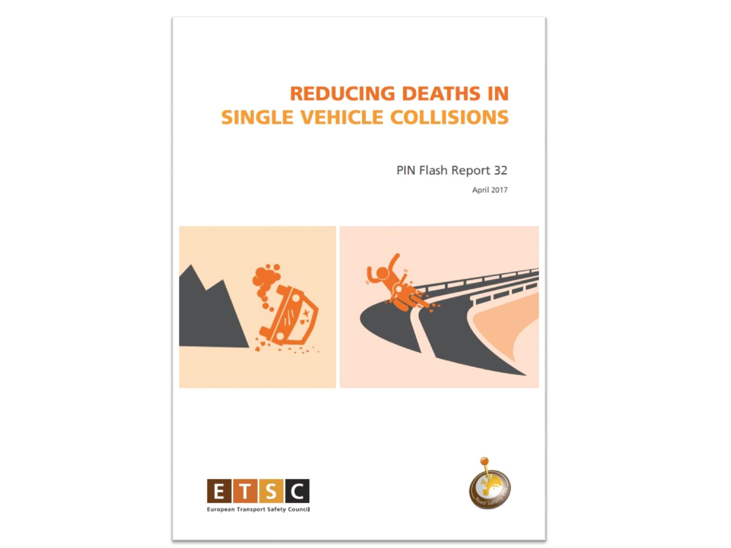# REDUCING DEATHS IN SINGLE VEHICLE COLLISIONS

PIN Flash Report 32

April 2017

ETSC

European Transport Safety Council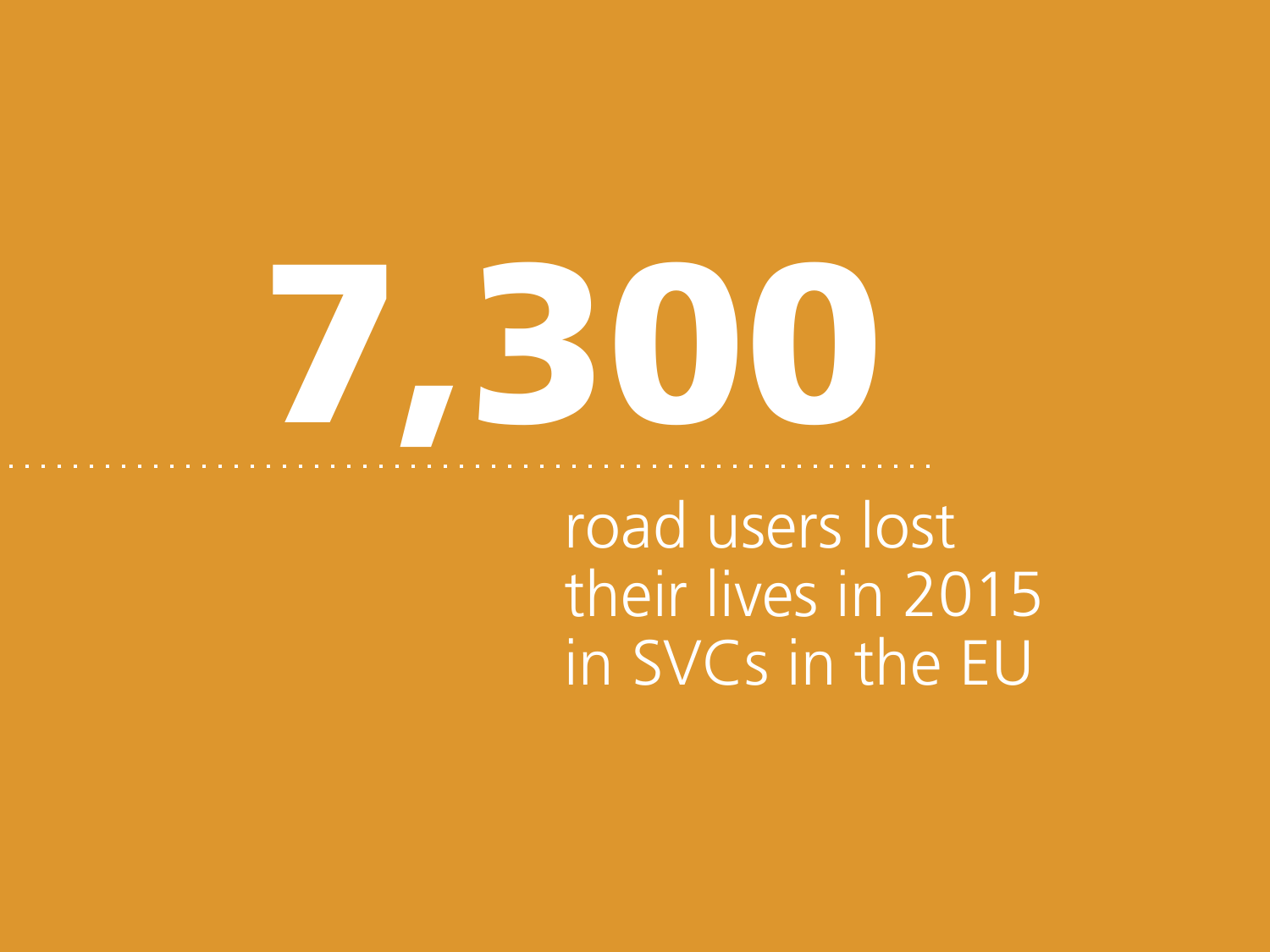# 7,300

road users lost their lives in 2015 in SVCs in the EU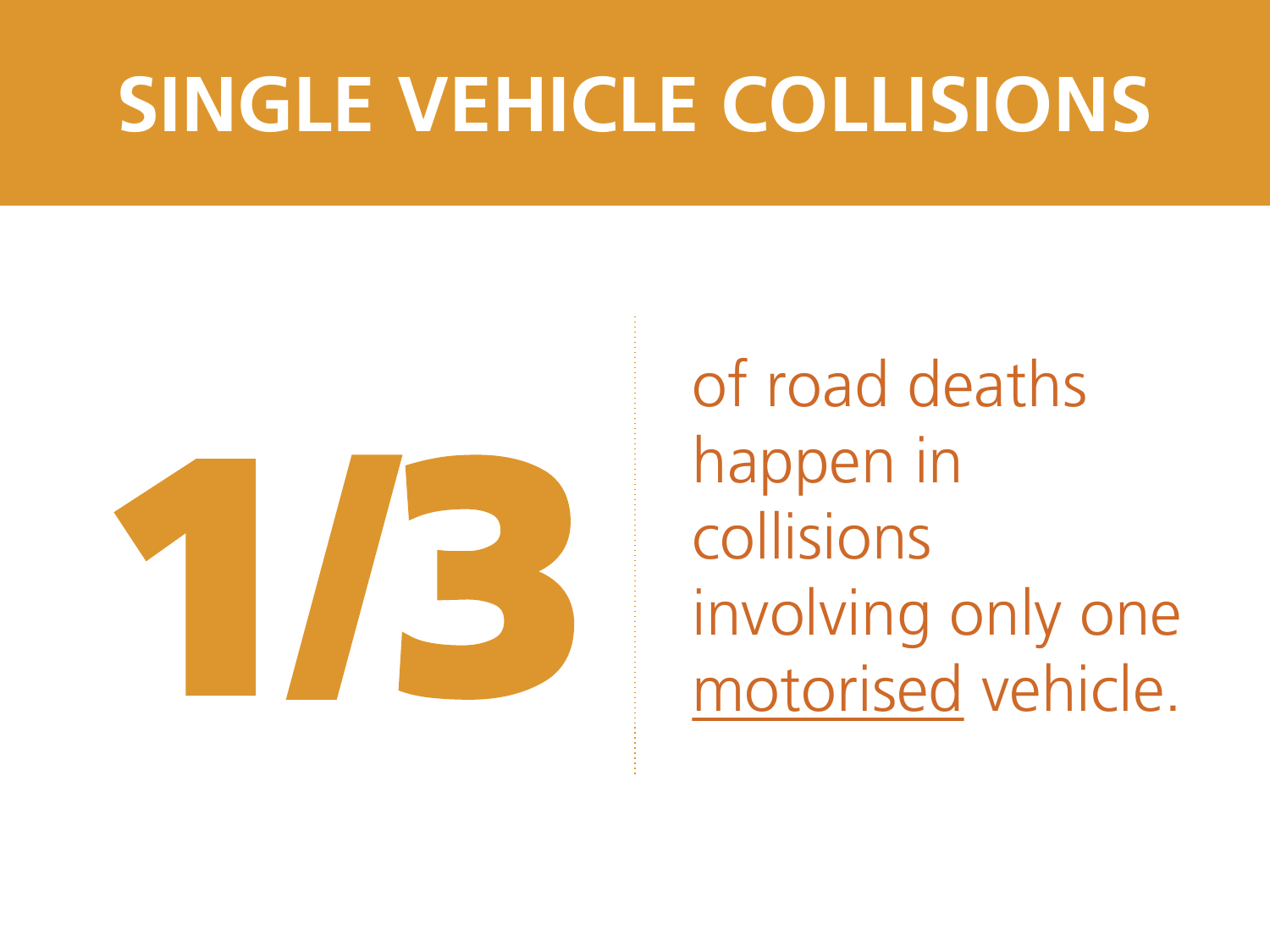# SINGLE VEHICLE COLLISIONS

**1/3**

of road deaths happen in collisions involving only one motorised vehicle.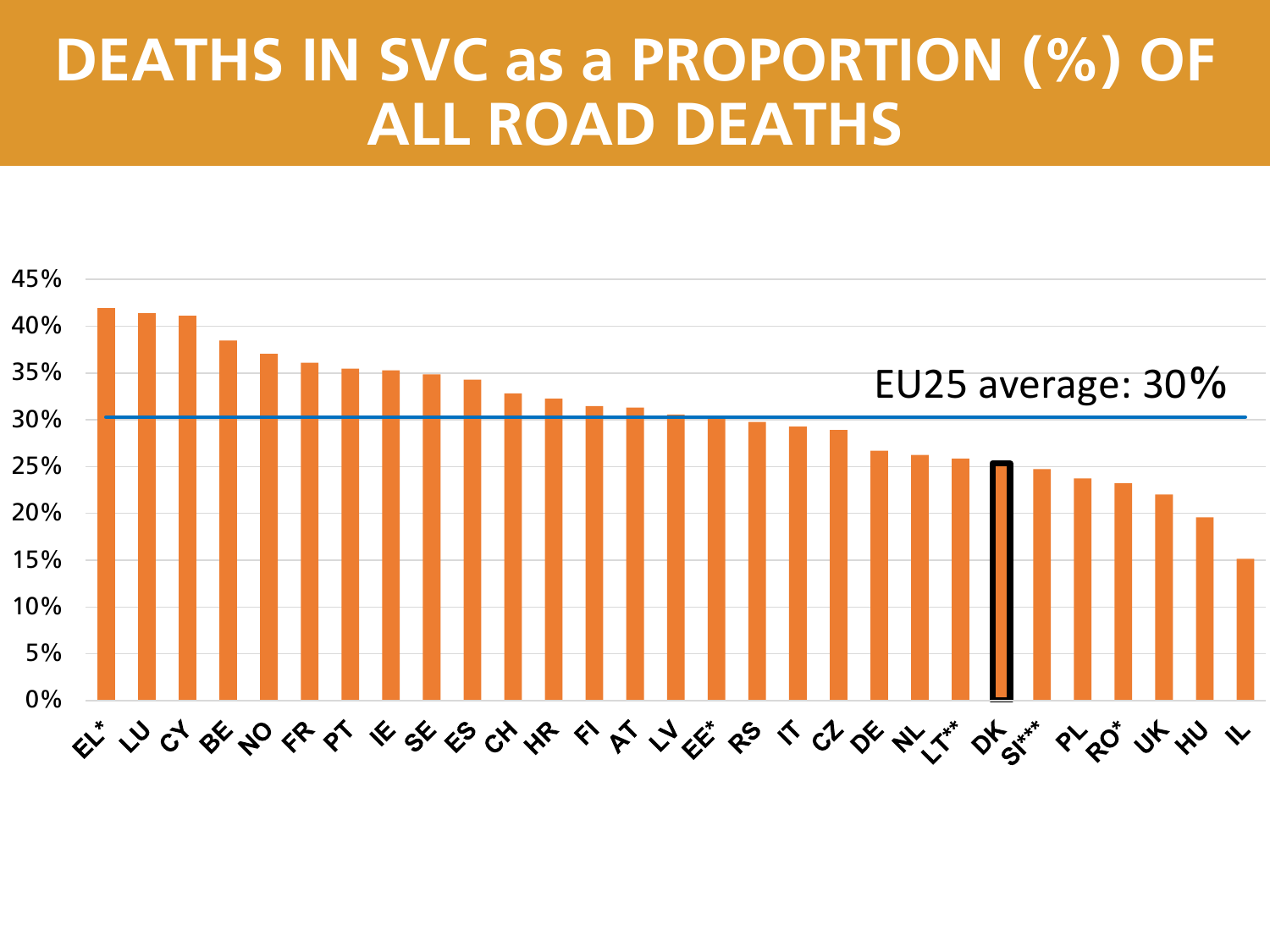# DEATHS IN SVC as a PROPORTION (%) OF ALL ROAD DEATHS

45%
40%
35%
30%
25%
20%
15%
10%
5%
0%

EU25 average: 30%

EL* LU CY BE NO FR PT IE SE ES CH HR FI AT LV EE* RS IT CZ DE NL LT** DK SI*** PL RO* UK HU IL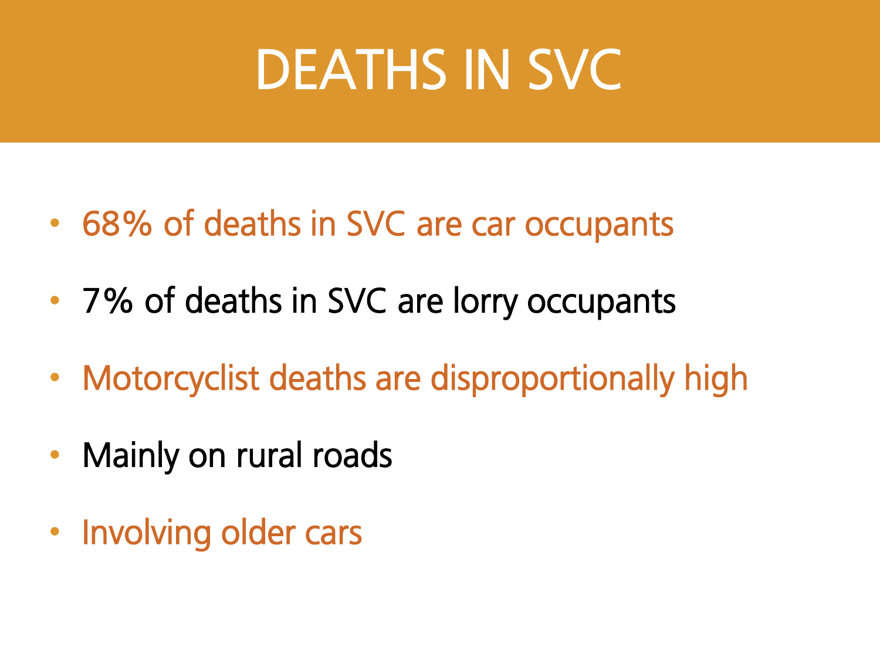# DEATHS IN SVC

- 68% of deaths in SVC are car occupants
- 7% of deaths in SVC are lorry occupants
- Motorcyclist deaths are disproportionally high
- Mainly on rural roads
- Involving older cars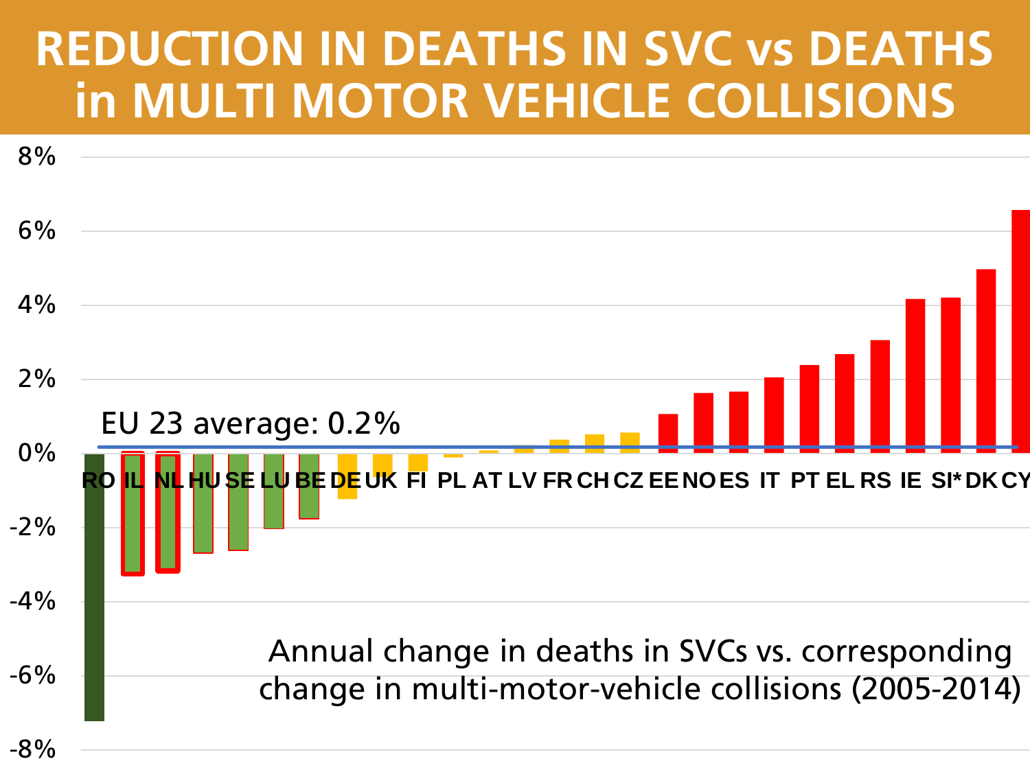# REDUCTION IN DEATHS IN SVC vs DEATHS in MULTI MOTOR VEHICLE COLLISIONS

8%
6%
4%
2%
0%
-2%
-4%
-6%
-8%

EU 23 average: 0.2%

RO IL NL HU SE LU BE DE UK FI PL AT LV FR CH CZ EE NO ES IT PT EL RS IE SI* DK CY

Annual change in deaths in SVCs vs. corresponding change in multi-motor-vehicle collisions (2005-2014)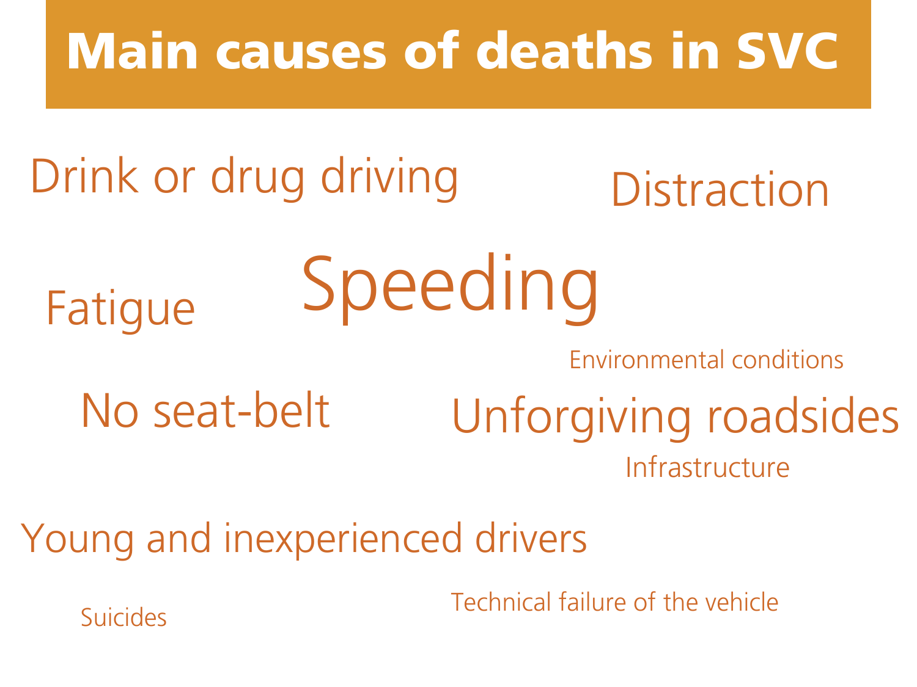# Main causes of deaths in SVC

Drink or drug driving

Distraction

Speeding

Fatigue

Environmental conditions

No seat-belt

Unforgiving roadsides

Infrastructure

Young and inexperienced drivers

Suicides

Technical failure of the vehicle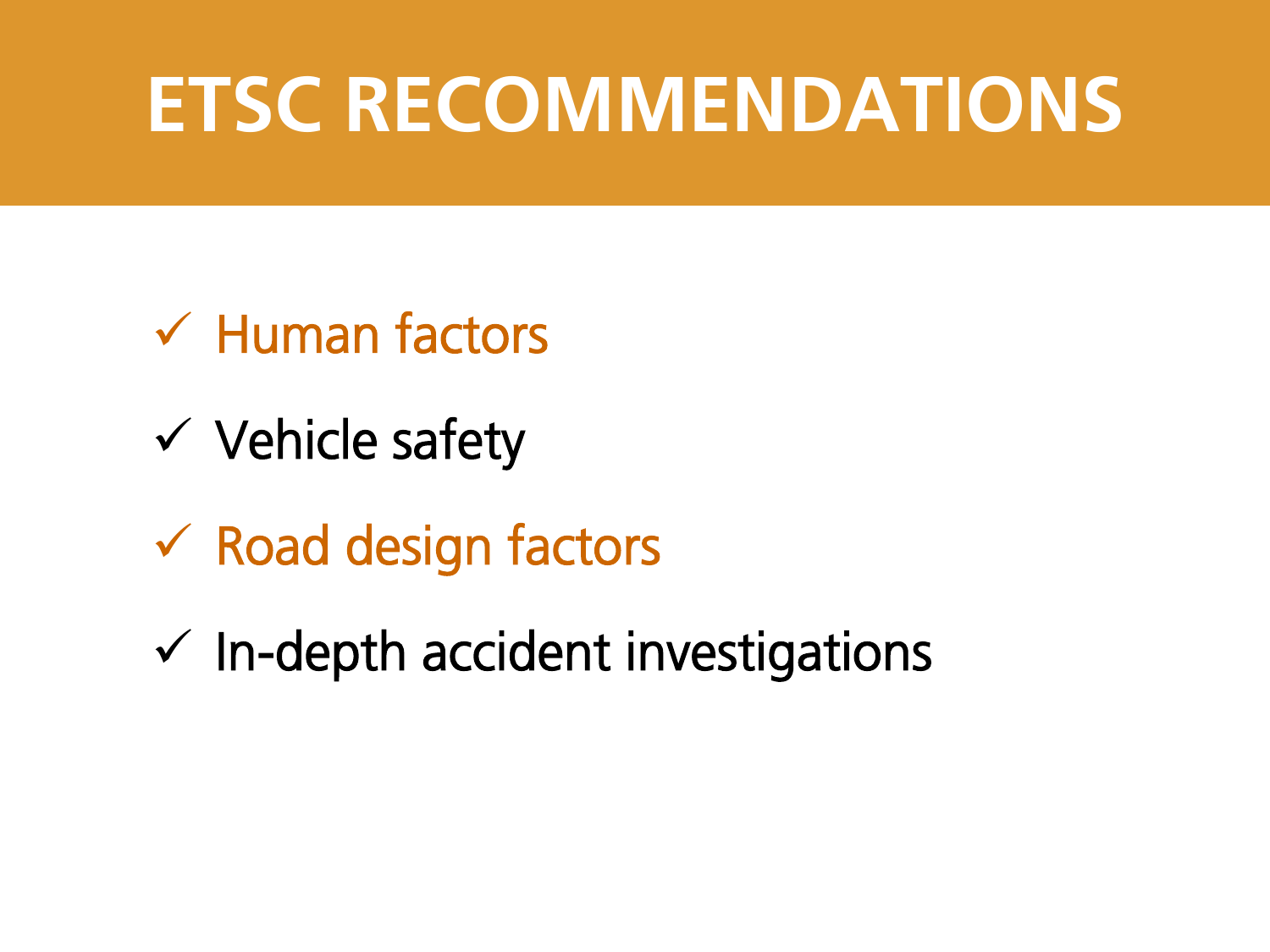# ETSC RECOMMENDATIONS

- ✓ Human factors
- ✓ Vehicle safety
- ✓ Road design factors
- ✓ In-depth accident investigations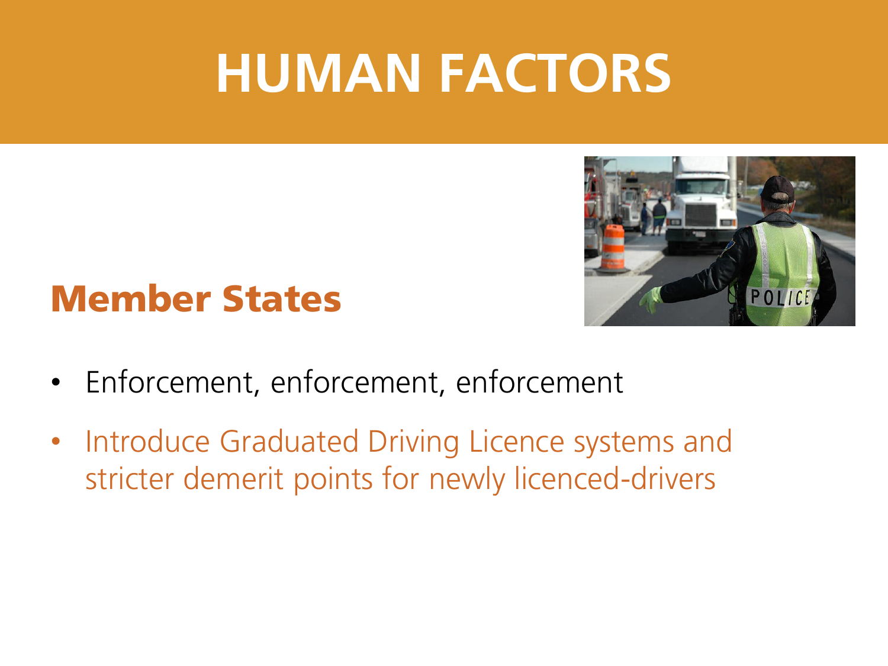# HUMAN FACTORS

## Member States

- Enforcement, enforcement, enforcement
- Introduce Graduated Driving Licence systems and stricter demerit points for newly licenced-drivers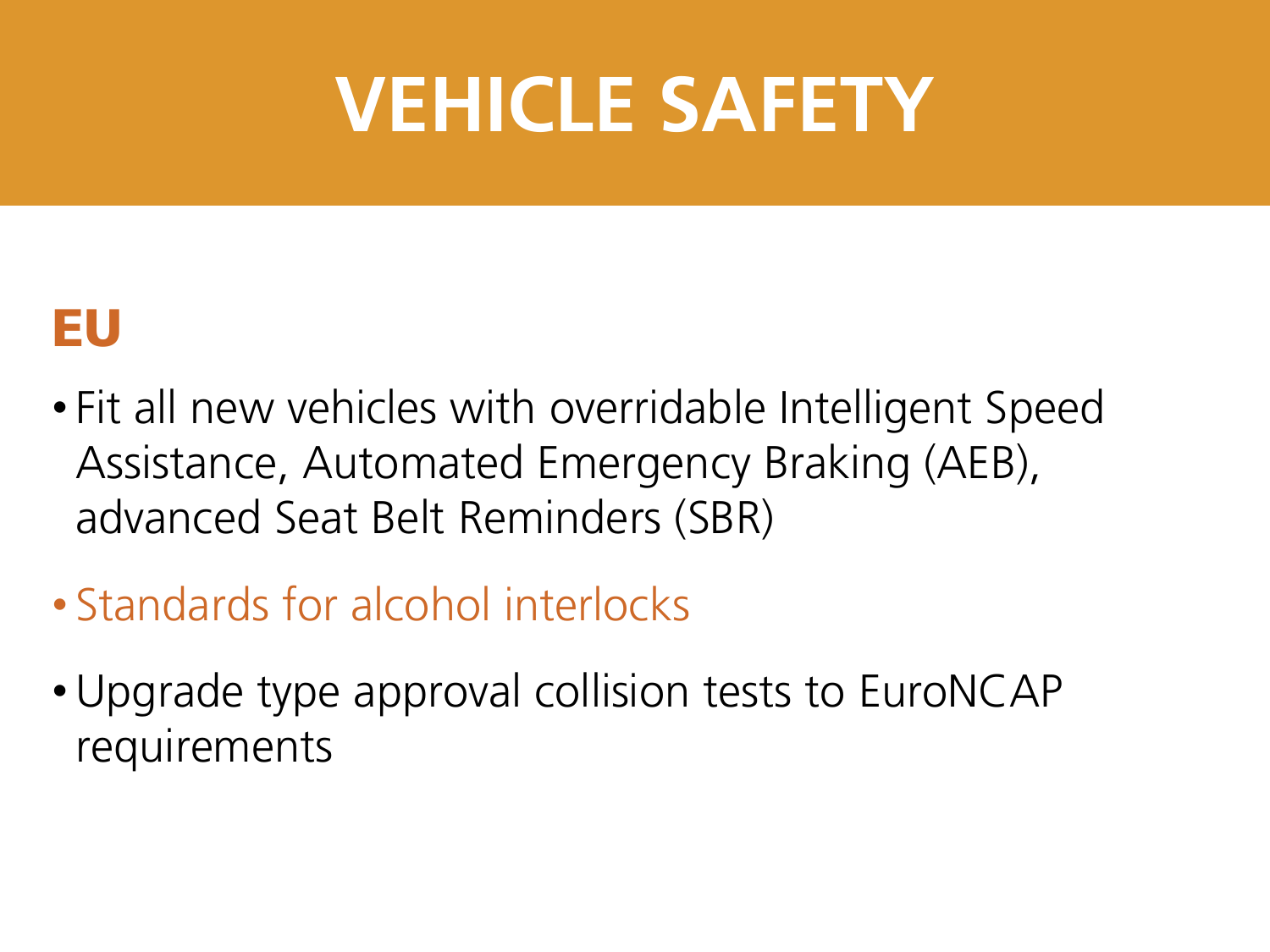# VEHICLE SAFETY

## EU

- Fit all new vehicles with overridable Intelligent Speed Assistance, Automated Emergency Braking (AEB), advanced Seat Belt Reminders (SBR)
- Standards for alcohol interlocks
- Upgrade type approval collision tests to EuroNCAP requirements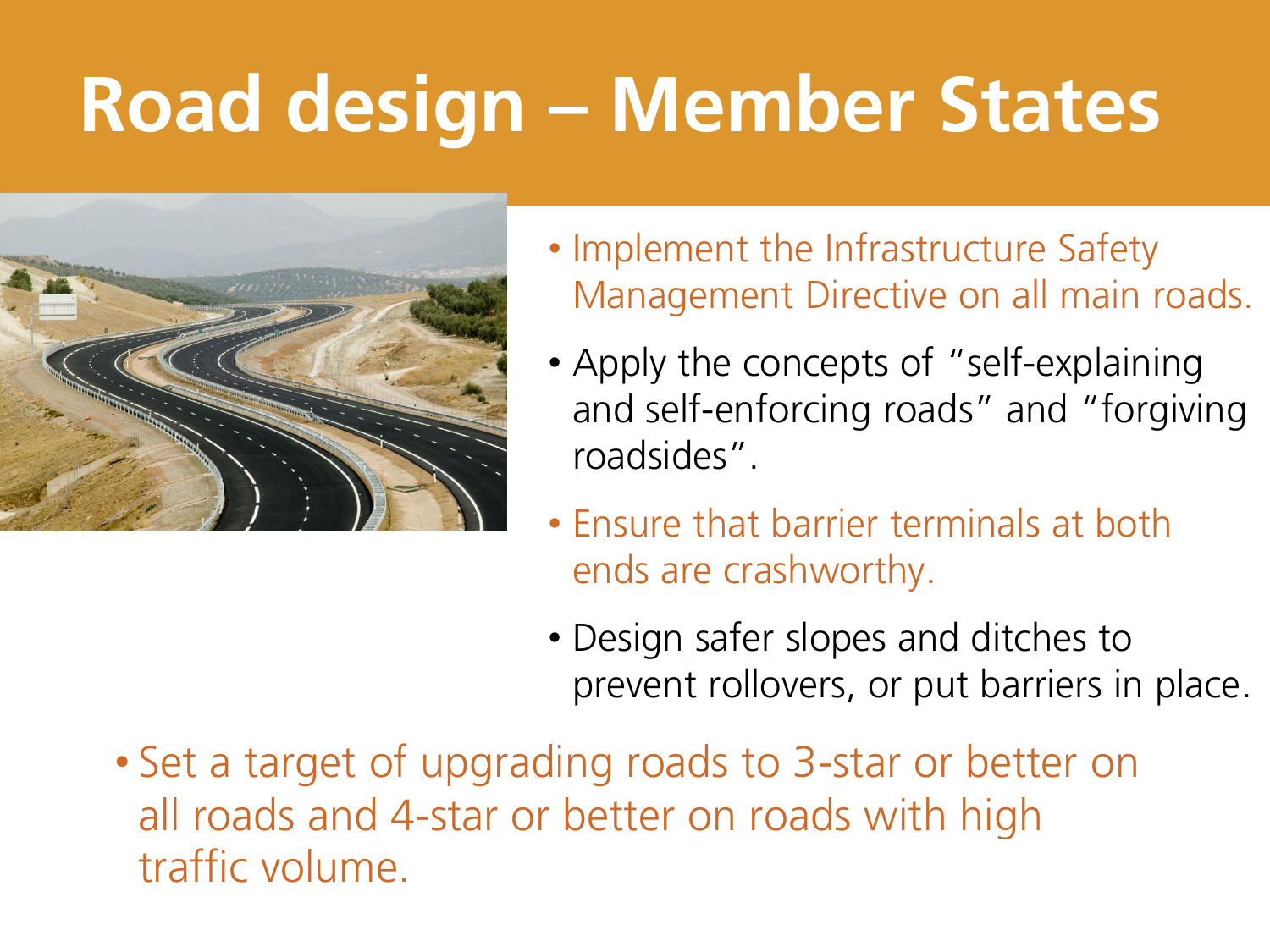# Road design – Member States

- Implement the Infrastructure Safety Management Directive on all main roads.
- Apply the concepts of "self-explaining and self-enforcing roads" and "forgiving roadsides".
- Ensure that barrier terminals at both ends are crashworthy.
- Design safer slopes and ditches to prevent rollovers, or put barriers in place.
- Set a target of upgrading roads to 3-star or better on all roads and 4-star or better on roads with high traffic volume.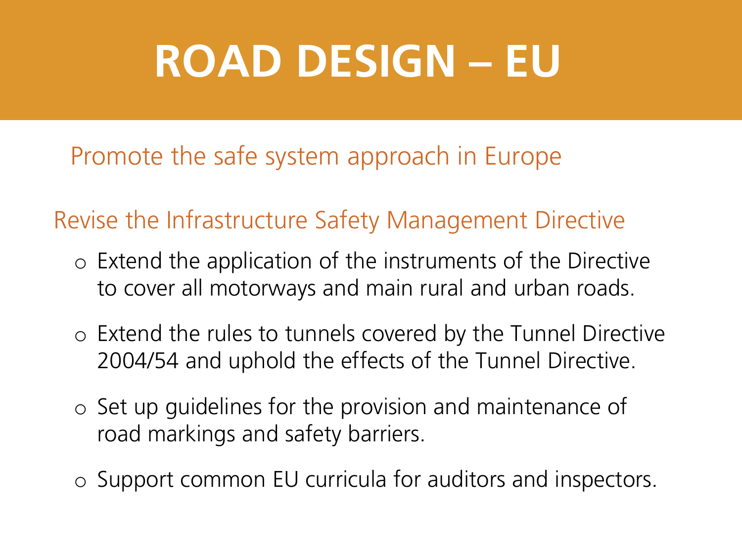# ROAD DESIGN – EU

Promote the safe system approach in Europe

Revise the Infrastructure Safety Management Directive

- Extend the application of the instruments of the Directive to cover all motorways and main rural and urban roads.
- Extend the rules to tunnels covered by the Tunnel Directive 2004/54 and uphold the effects of the Tunnel Directive.
- Set up guidelines for the provision and maintenance of road markings and safety barriers.
- Support common EU curricula for auditors and inspectors.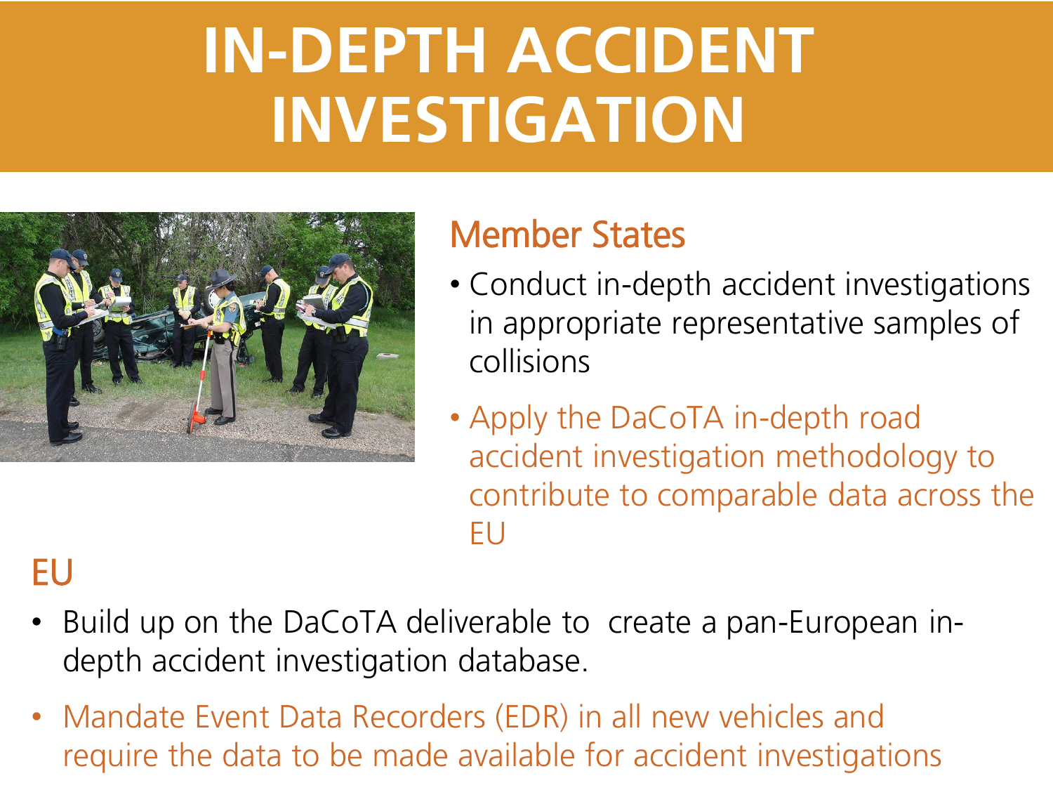# IN-DEPTH ACCIDENT INVESTIGATION

## Member States

- Conduct in-depth accident investigations in appropriate representative samples of collisions
- Apply the DaCoTA in-depth road accident investigation methodology to contribute to comparable data across the EU

## EU

- Build up on the DaCoTA deliverable to create a pan-European in-depth accident investigation database.
- Mandate Event Data Recorders (EDR) in all new vehicles and require the data to be made available for accident investigations